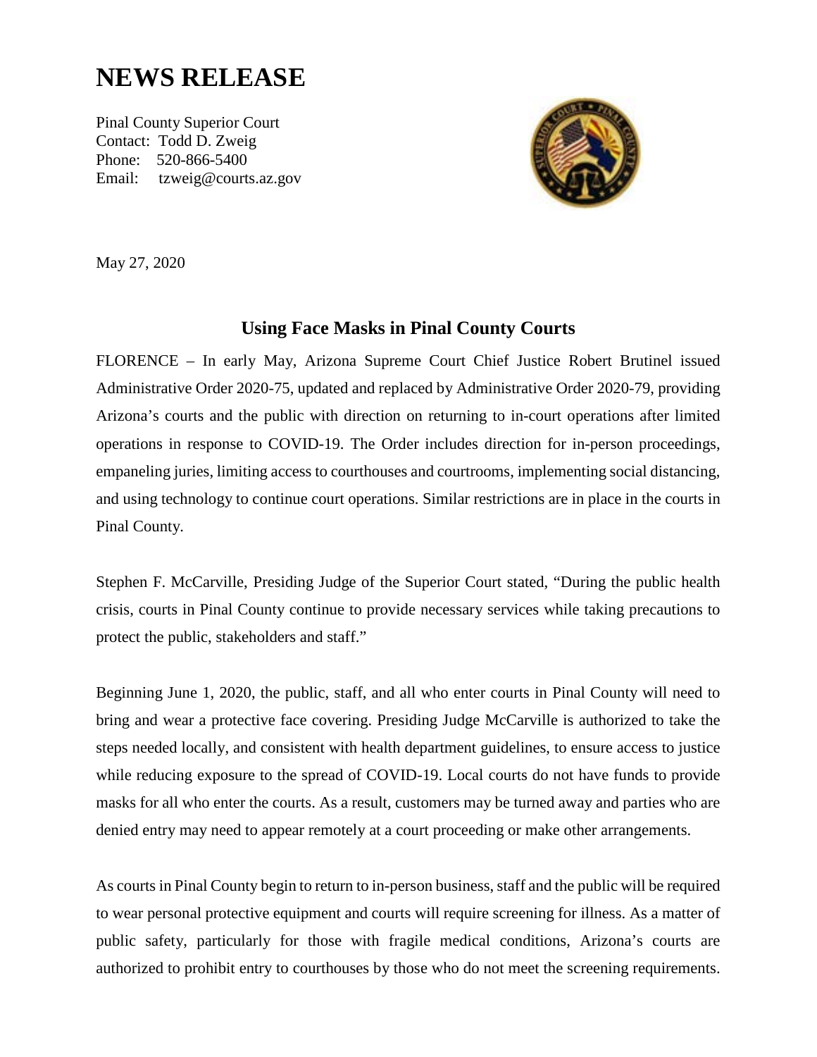# NEWS RELEASE

Pinal County Superior Court
Contact: Todd D. Zweig
Phone: 520-866-5400
Email: tzweig@courts.az.gov

May 27, 2020

## Using Face Masks in Pinal County Courts

FLORENCE – In early May, Arizona Supreme Court Chief Justice Robert Brutinel issued Administrative Order 2020-75, updated and replaced by Administrative Order 2020-79, providing Arizona's courts and the public with direction on returning to in-court operations after limited operations in response to COVID-19. The Order includes direction for in-person proceedings, empaneling juries, limiting access to courthouses and courtrooms, implementing social distancing, and using technology to continue court operations. Similar restrictions are in place in the courts in Pinal County.

Stephen F. McCarville, Presiding Judge of the Superior Court stated, "During the public health crisis, courts in Pinal County continue to provide necessary services while taking precautions to protect the public, stakeholders and staff."

Beginning June 1, 2020, the public, staff, and all who enter courts in Pinal County will need to bring and wear a protective face covering. Presiding Judge McCarville is authorized to take the steps needed locally, and consistent with health department guidelines, to ensure access to justice while reducing exposure to the spread of COVID-19. Local courts do not have funds to provide masks for all who enter the courts. As a result, customers may be turned away and parties who are denied entry may need to appear remotely at a court proceeding or make other arrangements.

As courts in Pinal County begin to return to in-person business, staff and the public will be required to wear personal protective equipment and courts will require screening for illness. As a matter of public safety, particularly for those with fragile medical conditions, Arizona's courts are authorized to prohibit entry to courthouses by those who do not meet the screening requirements.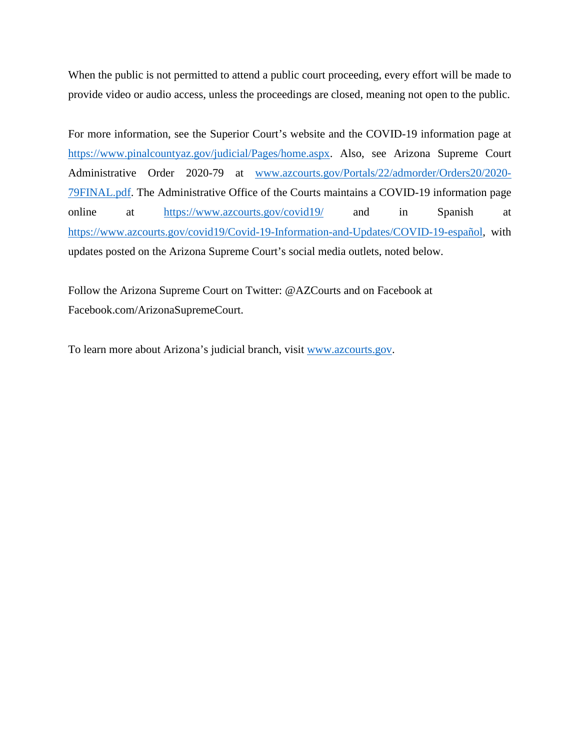When the public is not permitted to attend a public court proceeding, every effort will be made to provide video or audio access, unless the proceedings are closed, meaning not open to the public.

For more information, see the Superior Court's website and the COVID-19 information page at https://www.pinalcountyaz.gov/judicial/Pages/home.aspx. Also, see Arizona Supreme Court Administrative Order 2020-79 at www.azcourts.gov/Portals/22/admorder/Orders20/2020-79FINAL.pdf. The Administrative Office of the Courts maintains a COVID-19 information page online at https://www.azcourts.gov/covid19/ and in Spanish at https://www.azcourts.gov/covid19/Covid-19-Information-and-Updates/COVID-19-español, with updates posted on the Arizona Supreme Court's social media outlets, noted below.

Follow the Arizona Supreme Court on Twitter: @AZCourts and on Facebook at Facebook.com/ArizonaSupremeCourt.

To learn more about Arizona's judicial branch, visit www.azcourts.gov.